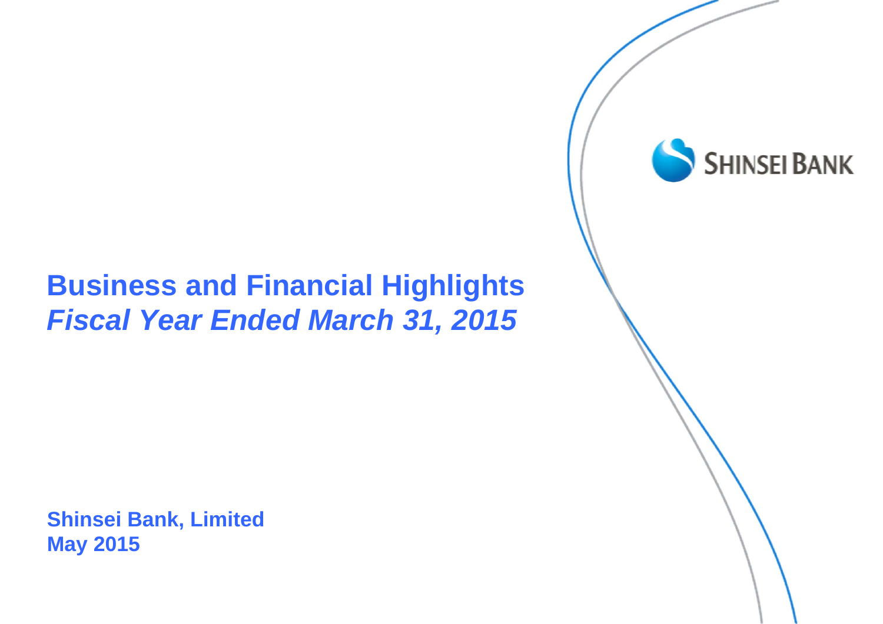SHINSEI BANK

# Business and Financial Highlights
## *Fiscal Year Ended March 31, 2015*

**Shinsei Bank, Limited**
**May 2015**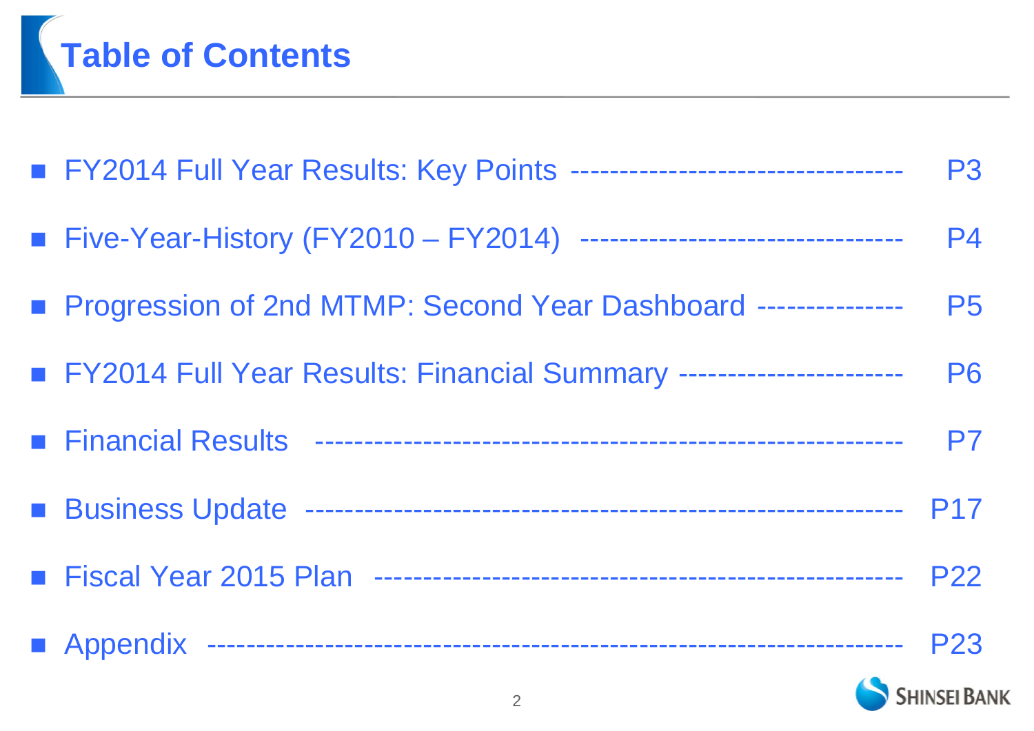# Table of Contents

- FY2014 Full Year Results: Key Points ---------------------------------- P3
- Five-Year-History (FY2010 – FY2014) -------------------------------- P4
- Progression of 2nd MTMP: Second Year Dashboard --------------- P5
- FY2014 Full Year Results: Financial Summary ----------------------- P6
- Financial Results ------------------------------------------------------------ P7
- Business Update ------------------------------------------------------------ P17
- Fiscal Year 2015 Plan -------------------------------------------------- P22
- Appendix ------------------------------------------------------------------- P23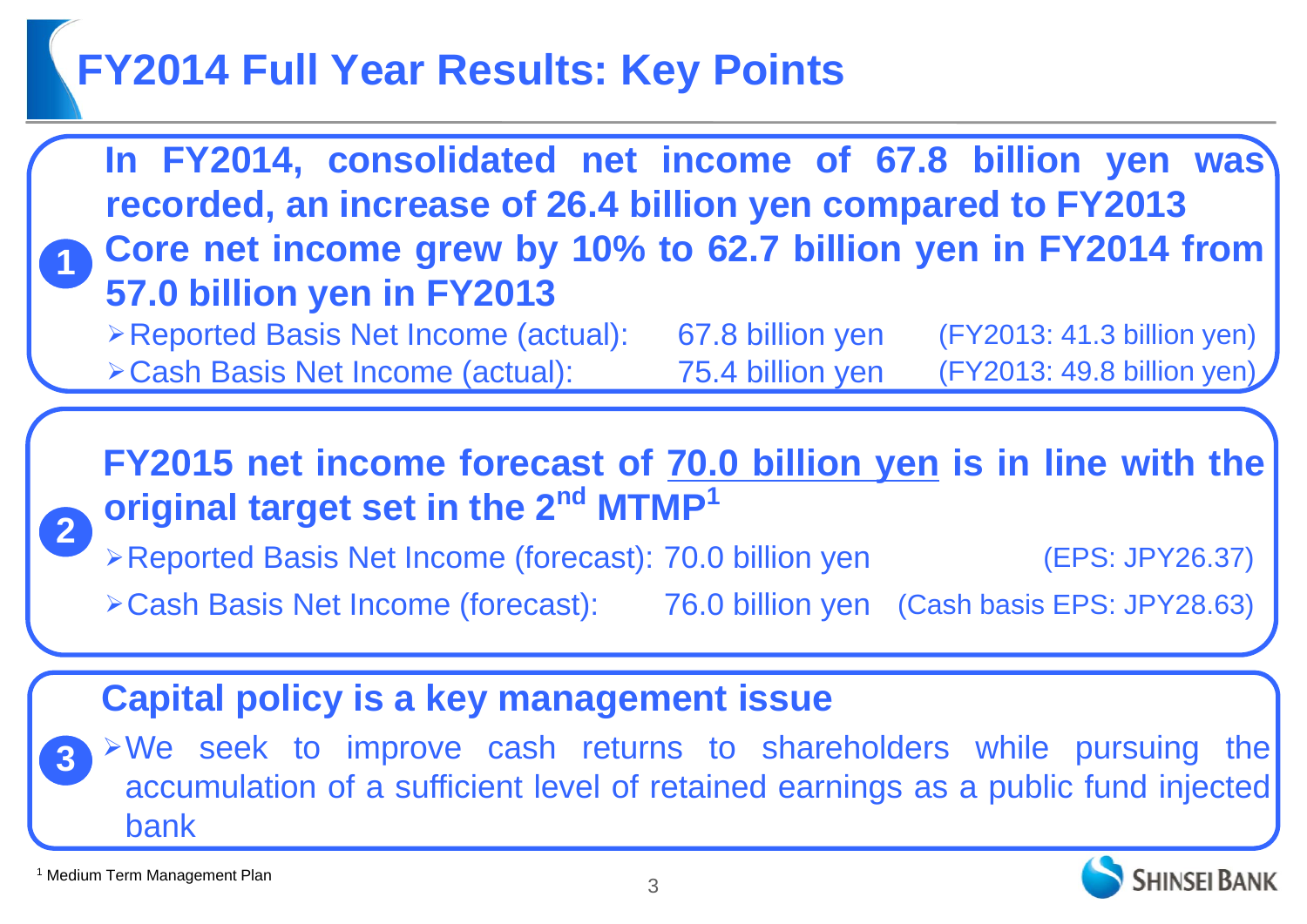# FY2014 Full Year Results: Key Points

**1**

**In FY2014, consolidated net income of 67.8 billion yen was recorded, an increase of 26.4 billion yen compared to FY2013**

**Core net income grew by 10% to 62.7 billion yen in FY2014 from 57.0 billion yen in FY2013**

- Reported Basis Net Income (actual): 67.8 billion yen (FY2013: 41.3 billion yen)
- Cash Basis Net Income (actual): 75.4 billion yen (FY2013: 49.8 billion yen)

**2**

**FY2015 net income forecast of <u>70.0 billion yen</u> is in line with the original target set in the 2nd MTMP[1]**

- Reported Basis Net Income (forecast): 70.0 billion yen (EPS: JPY26.37)
- Cash Basis Net Income (forecast): 76.0 billion yen (Cash basis EPS: JPY28.63)

**3**

**Capital policy is a key management issue**

- We seek to improve cash returns to shareholders while pursuing the accumulation of a sufficient level of retained earnings as a public fund injected bank

[1] Medium Term Management Plan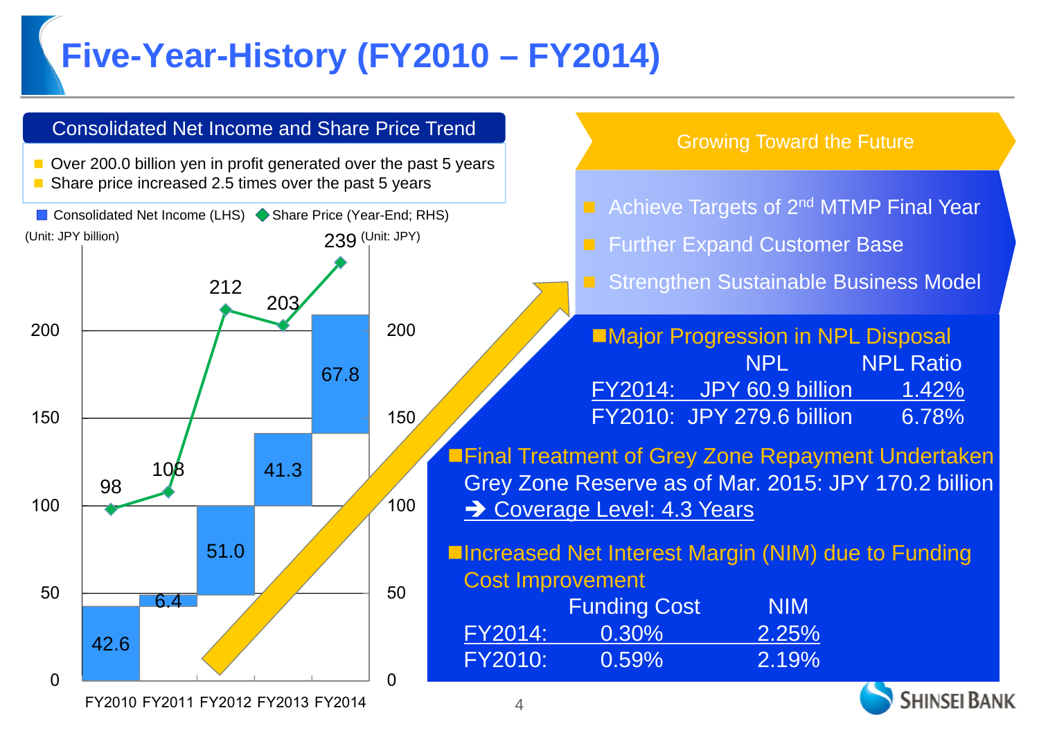# Five-Year-History (FY2010 – FY2014)

## Consolidated Net Income and Share Price Trend

- Over 200.0 billion yen in profit generated over the past 5 years
- Share price increased 2.5 times over the past 5 years

Consolidated Net Income (LHS) / Share Price (Year-End; RHS)

(Unit: JPY billion) (Unit: JPY)

| | FY2010 | FY2011 | FY2012 | FY2013 | FY2014 |
|---|---|---|---|---|---|
| Consolidated Net Income (JPY billion) | 42.6 | 6.4 | 51.0 | 41.3 | 67.8 |
| Share Price (Year-End; JPY) | 98 | 108 | 212 | 203 | 239 |

## Growing Toward the Future

- Achieve Targets of 2nd MTMP Final Year
- Further Expand Customer Base
- Strengthen Sustainable Business Model

**Major Progression in NPL Disposal**

| | NPL | NPL Ratio |
|---|---|---|
| FY2014: | JPY 60.9 billion | 1.42% |
| FY2010: | JPY 279.6 billion | 6.78% |

**Final Treatment of Grey Zone Repayment Undertaken**

Grey Zone Reserve as of Mar. 2015: JPY 170.2 billion

➔ Coverage Level: 4.3 Years

**Increased Net Interest Margin (NIM) due to Funding Cost Improvement**

| | Funding Cost | NIM |
|---|---|---|
| FY2014: | 0.30% | 2.25% |
| FY2010: | 0.59% | 2.19% |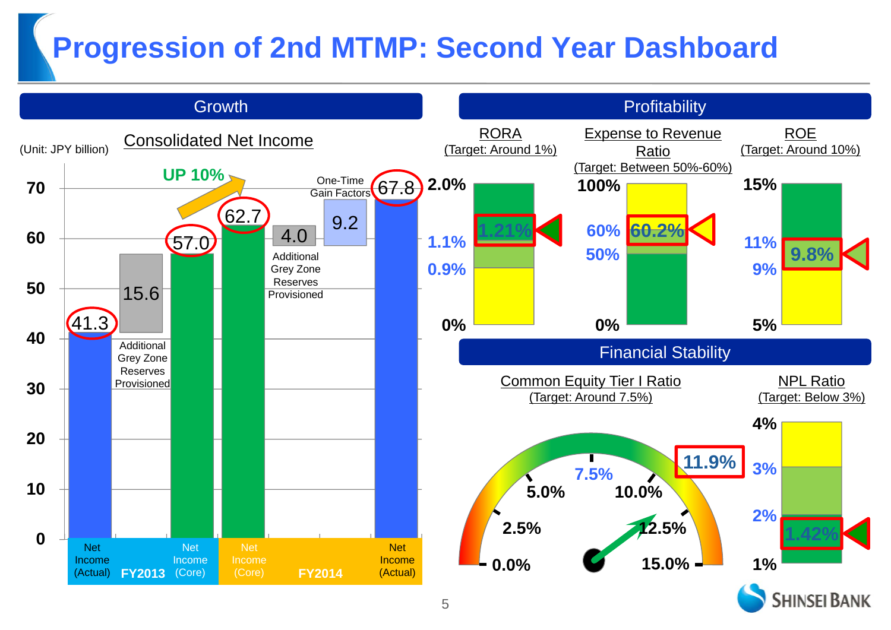# Progression of 2nd MTMP: Second Year Dashboard

## Growth

### Consolidated Net Income

(Unit: JPY billion)

| | Value |
|---|---|
| FY2013 Net Income (Actual) | 41.3 |
| FY2013 Additional Grey Zone Reserves Provisioned | 15.6 |
| FY2013 Net Income (Core) | 57.0 |
| FY2014 Net Income (Core) | 62.7 |
| FY2014 Additional Grey Zone Reserves Provisioned | 4.0 |
| FY2014 One-Time Gain Factors | 9.2 |
| FY2014 Net Income (Actual) | 67.8 |

UP 10%

## Profitability

| Metric | Target | Result |
|---|---|---|
| RORA | Around 1% | 1.21% |
| Expense to Revenue Ratio | Between 50%-60% | 60.2% |
| ROE | Around 10% | 9.8% |

## Financial Stability

| Metric | Target | Result |
|---|---|---|
| Common Equity Tier I Ratio | Around 7.5% | 11.9% |
| NPL Ratio | Below 3% | 1.42% |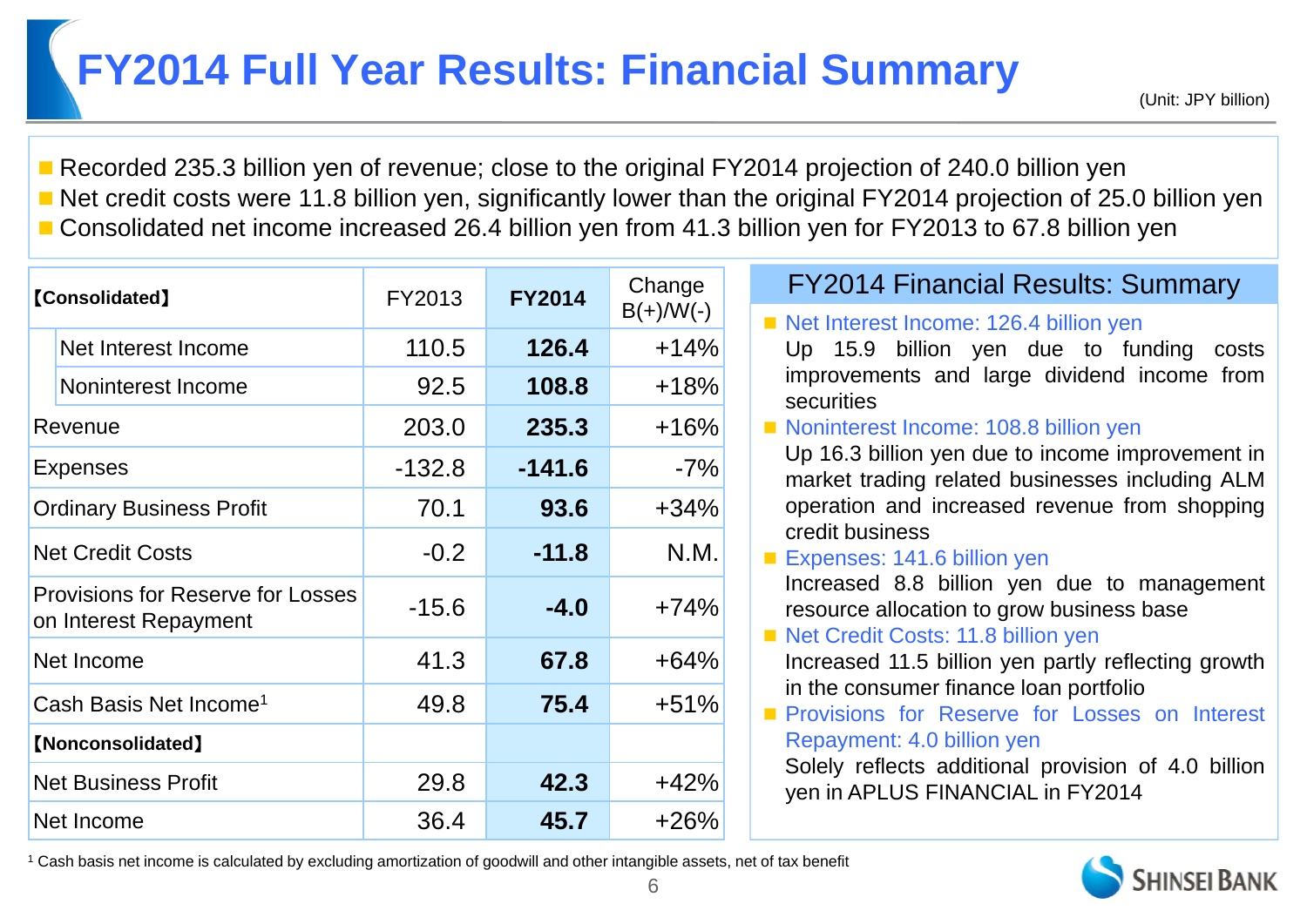# FY2014 Full Year Results: Financial Summary

(Unit: JPY billion)

- Recorded 235.3 billion yen of revenue; close to the original FY2014 projection of 240.0 billion yen
- Net credit costs were 11.8 billion yen, significantly lower than the original FY2014 projection of 25.0 billion yen
- Consolidated net income increased 26.4 billion yen from 41.3 billion yen for FY2013 to 67.8 billion yen

| 【Consolidated】 | FY2013 | FY2014 | Change B(+)/W(-) |
|---|---|---|---|
| Net Interest Income | 110.5 | **126.4** | +14% |
| Noninterest Income | 92.5 | **108.8** | +18% |
| Revenue | 203.0 | **235.3** | +16% |
| Expenses | -132.8 | **-141.6** | -7% |
| Ordinary Business Profit | 70.1 | **93.6** | +34% |
| Net Credit Costs | -0.2 | **-11.8** | N.M. |
| Provisions for Reserve for Losses on Interest Repayment | -15.6 | **-4.0** | +74% |
| Net Income | 41.3 | **67.8** | +64% |
| Cash Basis Net Income[1] | 49.8 | **75.4** | +51% |
| 【Nonconsolidated】 | | | |
| Net Business Profit | 29.8 | **42.3** | +42% |
| Net Income | 36.4 | **45.7** | +26% |

## FY2014 Financial Results: Summary

- Net Interest Income: 126.4 billion yen
  Up 15.9 billion yen due to funding costs improvements and large dividend income from securities
- Noninterest Income: 108.8 billion yen
  Up 16.3 billion yen due to income improvement in market trading related businesses including ALM operation and increased revenue from shopping credit business
- Expenses: 141.6 billion yen
  Increased 8.8 billion yen due to management resource allocation to grow business base
- Net Credit Costs: 11.8 billion yen
  Increased 11.5 billion yen partly reflecting growth in the consumer finance loan portfolio
- Provisions for Reserve for Losses on Interest Repayment: 4.0 billion yen
  Solely reflects additional provision of 4.0 billion yen in APLUS FINANCIAL in FY2014

[1] Cash basis net income is calculated by excluding amortization of goodwill and other intangible assets, net of tax benefit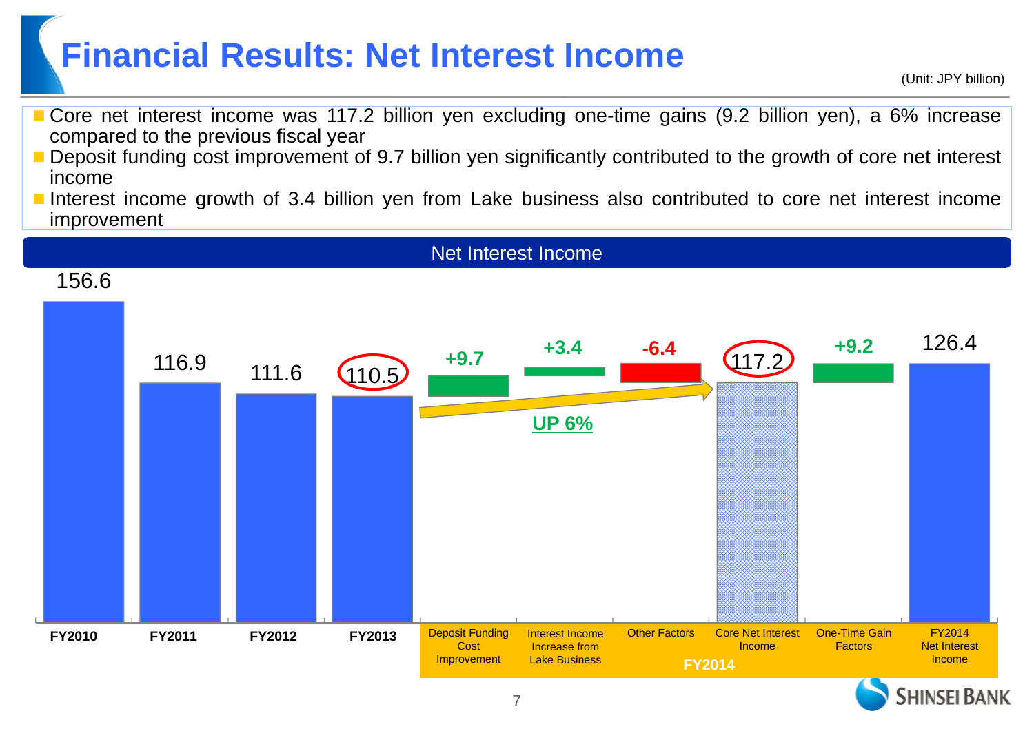# Financial Results: Net Interest Income

(Unit: JPY billion)

- Core net interest income was 117.2 billion yen excluding one-time gains (9.2 billion yen), a 6% increase compared to the previous fiscal year
- Deposit funding cost improvement of 9.7 billion yen significantly contributed to the growth of core net interest income
- Interest income growth of 3.4 billion yen from Lake business also contributed to core net interest income improvement

## Net Interest Income

| | Value |
|---|---|
| FY2010 | 156.6 |
| FY2011 | 116.9 |
| FY2012 | 111.6 |
| FY2013 | 110.5 |
| FY2014: Deposit Funding Cost Improvement | +9.7 |
| FY2014: Interest Income Increase from Lake Business | +3.4 |
| FY2014: Other Factors | -6.4 |
| FY2014: Core Net Interest Income | 117.2 |
| FY2014: One-Time Gain Factors | +9.2 |
| FY2014: FY2014 Net Interest Income | 126.4 |

UP 6%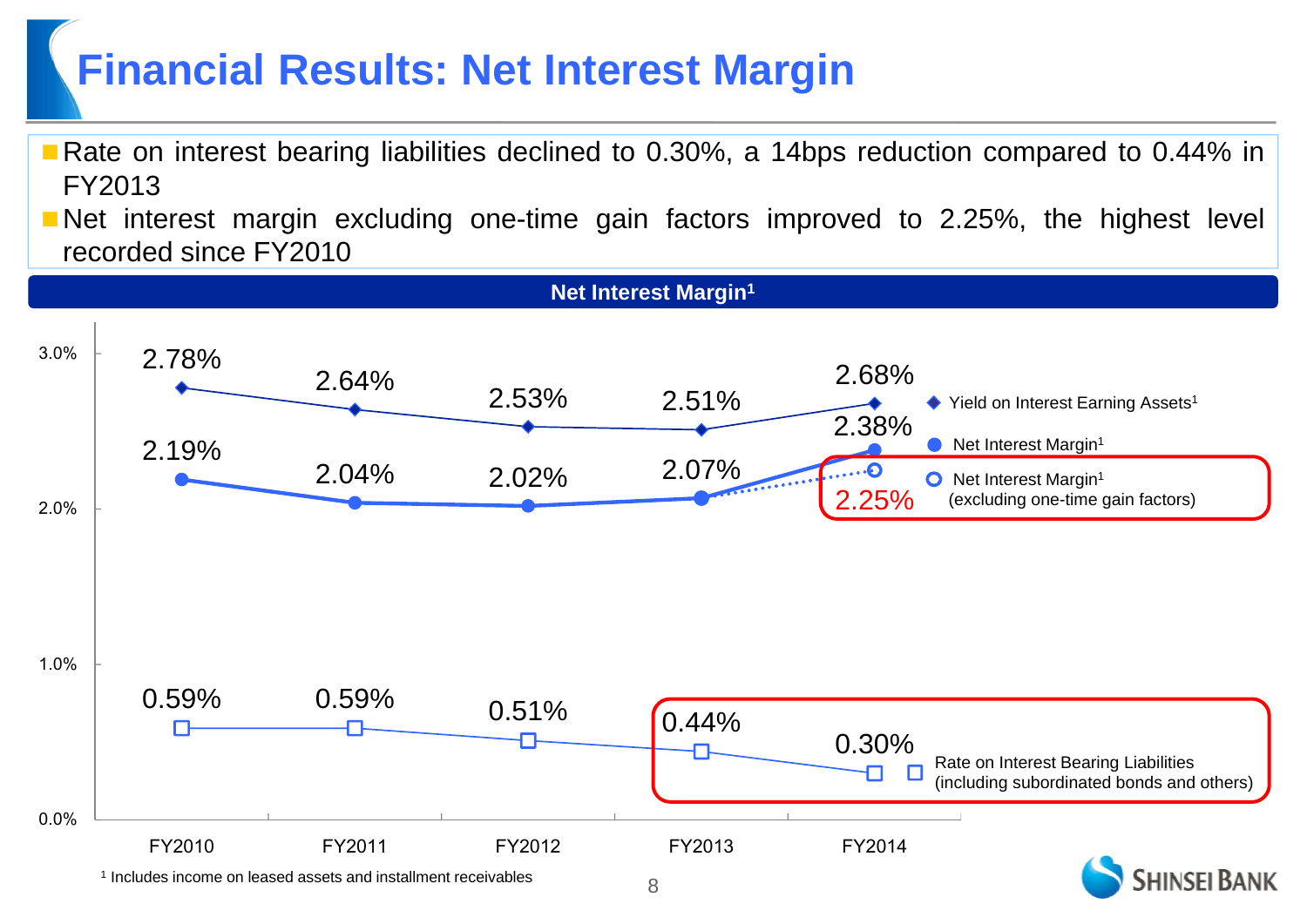# Financial Results: Net Interest Margin

- Rate on interest bearing liabilities declined to 0.30%, a 14bps reduction compared to 0.44% in FY2013
- Net interest margin excluding one-time gain factors improved to 2.25%, the highest level recorded since FY2010

**Net Interest Margin[1]**

| | FY2010 | FY2011 | FY2012 | FY2013 | FY2014 |
|---|---|---|---|---|---|
| Yield on Interest Earning Assets[1] | 2.78% | 2.64% | 2.53% | 2.51% | 2.68% |
| Net Interest Margin[1] | 2.19% | 2.04% | 2.02% | 2.07% | 2.38% |
| Net Interest Margin[1] (excluding one-time gain factors) | | | | | 2.25% |
| Rate on Interest Bearing Liabilities (including subordinated bonds and others) | 0.59% | 0.59% | 0.51% | 0.44% | 0.30% |

[1] Includes income on leased assets and installment receivables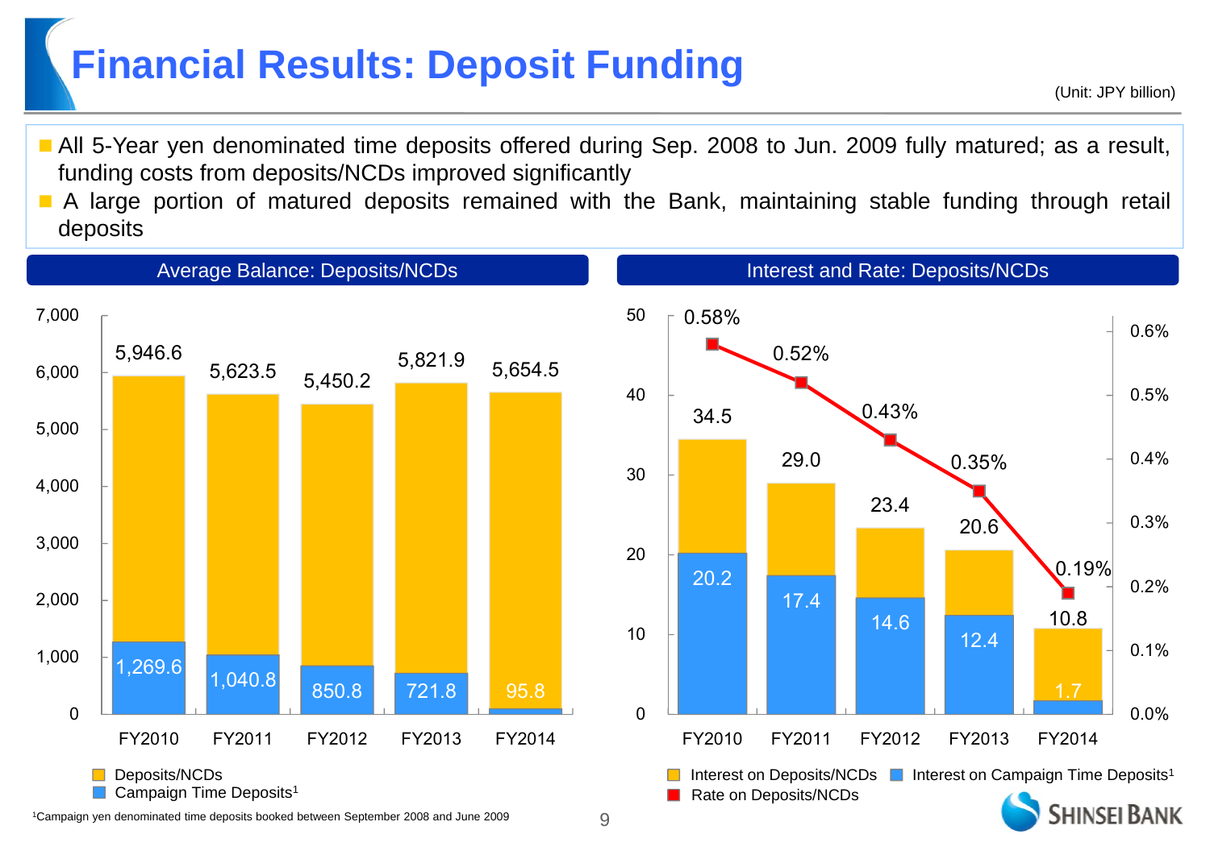# Financial Results: Deposit Funding

(Unit: JPY billion)

- All 5-Year yen denominated time deposits offered during Sep. 2008 to Jun. 2009 fully matured; as a result, funding costs from deposits/NCDs improved significantly
- A large portion of matured deposits remained with the Bank, maintaining stable funding through retail deposits

## Average Balance: Deposits/NCDs

| | FY2010 | FY2011 | FY2012 | FY2013 | FY2014 |
|---|---|---|---|---|---|
| Deposits/NCDs (total) | 5,946.6 | 5,623.5 | 5,450.2 | 5,821.9 | 5,654.5 |
| Campaign Time Deposits[1] | 1,269.6 | 1,040.8 | 850.8 | 721.8 | 95.8 |

## Interest and Rate: Deposits/NCDs

| | FY2010 | FY2011 | FY2012 | FY2013 | FY2014 |
|---|---|---|---|---|---|
| Interest on Deposits/NCDs (total) | 34.5 | 29.0 | 23.4 | 20.6 | 10.8 |
| Interest on Campaign Time Deposits[1] | 20.2 | 17.4 | 14.6 | 12.4 | 1.7 |
| Rate on Deposits/NCDs | 0.58% | 0.52% | 0.43% | 0.35% | 0.19% |

[1]Campaign yen denominated time deposits booked between September 2008 and June 2009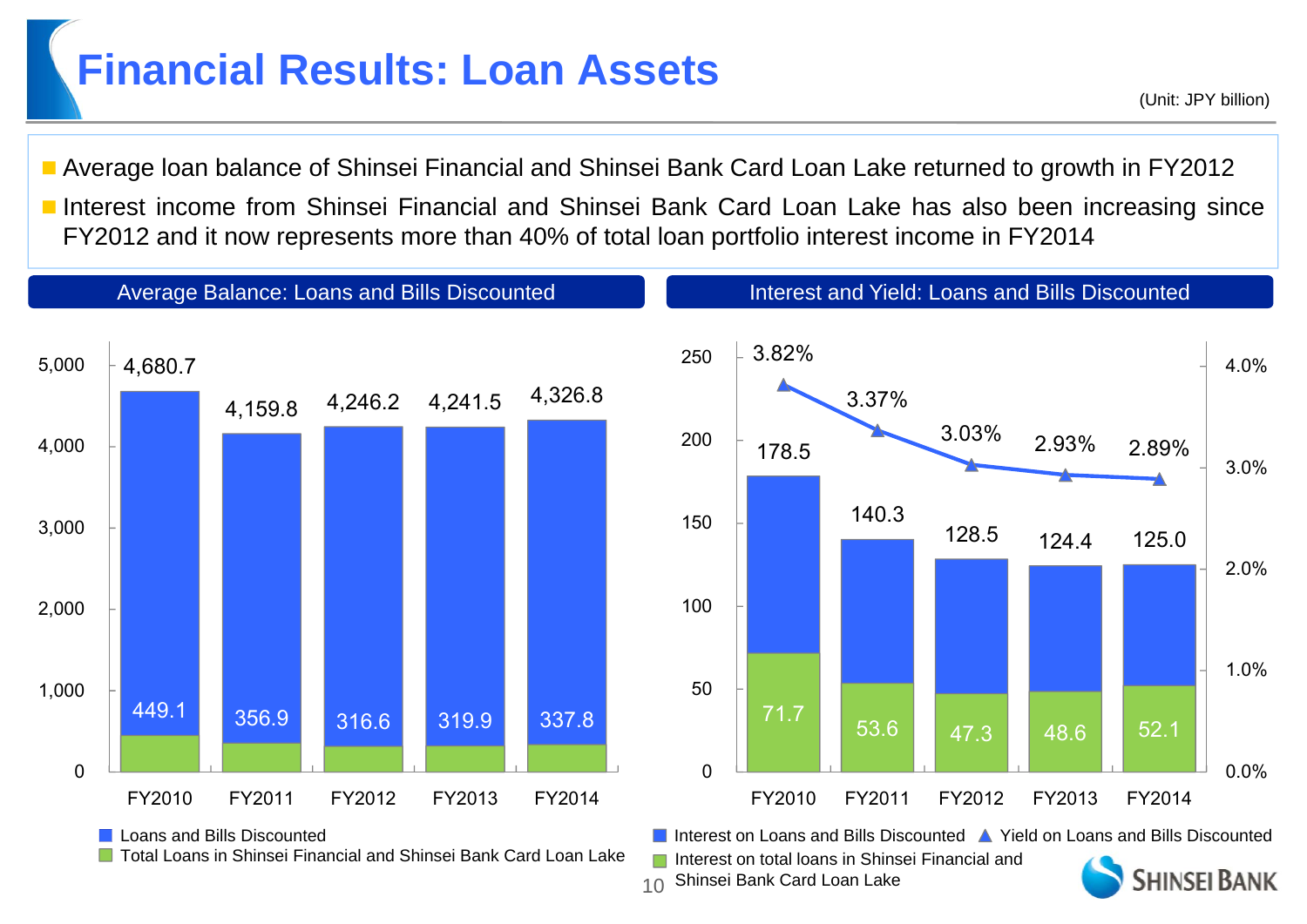# Financial Results: Loan Assets

(Unit: JPY billion)

- Average loan balance of Shinsei Financial and Shinsei Bank Card Loan Lake returned to growth in FY2012
- Interest income from Shinsei Financial and Shinsei Bank Card Loan Lake has also been increasing since FY2012 and it now represents more than 40% of total loan portfolio interest income in FY2014

## Average Balance: Loans and Bills Discounted

| | FY2010 | FY2011 | FY2012 | FY2013 | FY2014 |
|---|---|---|---|---|---|
| Loans and Bills Discounted | 4,680.7 | 4,159.8 | 4,246.2 | 4,241.5 | 4,326.8 |
| Total Loans in Shinsei Financial and Shinsei Bank Card Loan Lake | 449.1 | 356.9 | 316.6 | 319.9 | 337.8 |

## Interest and Yield: Loans and Bills Discounted

| | FY2010 | FY2011 | FY2012 | FY2013 | FY2014 |
|---|---|---|---|---|---|
| Interest on Loans and Bills Discounted | 178.5 | 140.3 | 128.5 | 124.4 | 125.0 |
| Interest on total loans in Shinsei Financial and Shinsei Bank Card Loan Lake | 71.7 | 53.6 | 47.3 | 48.6 | 52.1 |
| Yield on Loans and Bills Discounted | 3.82% | 3.37% | 3.03% | 2.93% | 2.89% |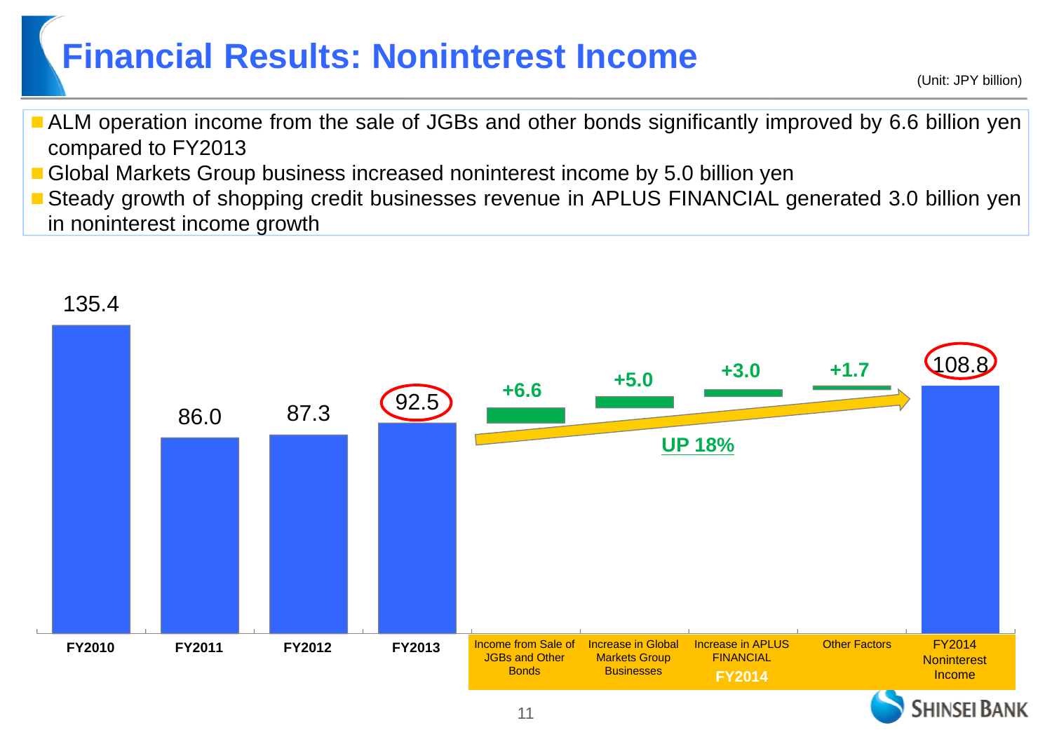# Financial Results: Noninterest Income

(Unit: JPY billion)

- ALM operation income from the sale of JGBs and other bonds significantly improved by 6.6 billion yen compared to FY2013
- Global Markets Group business increased noninterest income by 5.0 billion yen
- Steady growth of shopping credit businesses revenue in APLUS FINANCIAL generated 3.0 billion yen in noninterest income growth

| FY2010 | FY2011 | FY2012 | FY2013 | Income from Sale of JGBs and Other Bonds | Increase in Global Markets Group Businesses | Increase in APLUS FINANCIAL | Other Factors | FY2014 Noninterest Income |
|---|---|---|---|---|---|---|---|---|
| 135.4 | 86.0 | 87.3 | 92.5 | +6.6 | +5.0 | +3.0 | +1.7 | 108.8 |

FY2014: UP 18%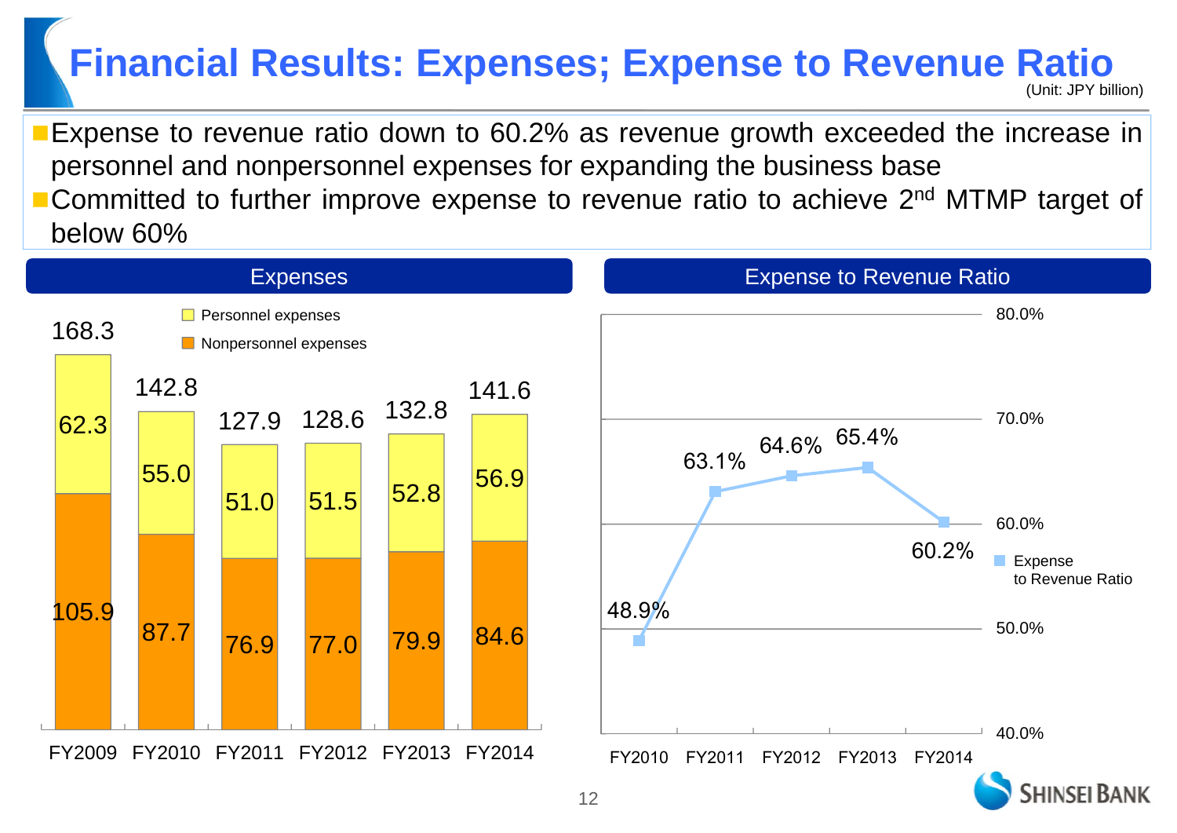# Financial Results: Expenses; Expense to Revenue Ratio

(Unit: JPY billion)

- Expense to revenue ratio down to 60.2% as revenue growth exceeded the increase in personnel and nonpersonnel expenses for expanding the business base
- Committed to further improve expense to revenue ratio to achieve 2nd MTMP target of below 60%

## Expenses

| | FY2009 | FY2010 | FY2011 | FY2012 | FY2013 | FY2014 |
|---|---|---|---|---|---|---|
| Personnel expenses | 62.3 | 55.0 | 51.0 | 51.5 | 52.8 | 56.9 |
| Nonpersonnel expenses | 105.9 | 87.7 | 76.9 | 77.0 | 79.9 | 84.6 |
| Total | 168.3 | 142.8 | 127.9 | 128.6 | 132.8 | 141.6 |

## Expense to Revenue Ratio

| | FY2010 | FY2011 | FY2012 | FY2013 | FY2014 |
|---|---|---|---|---|---|
| Expense to Revenue Ratio | 48.9% | 63.1% | 64.6% | 65.4% | 60.2% |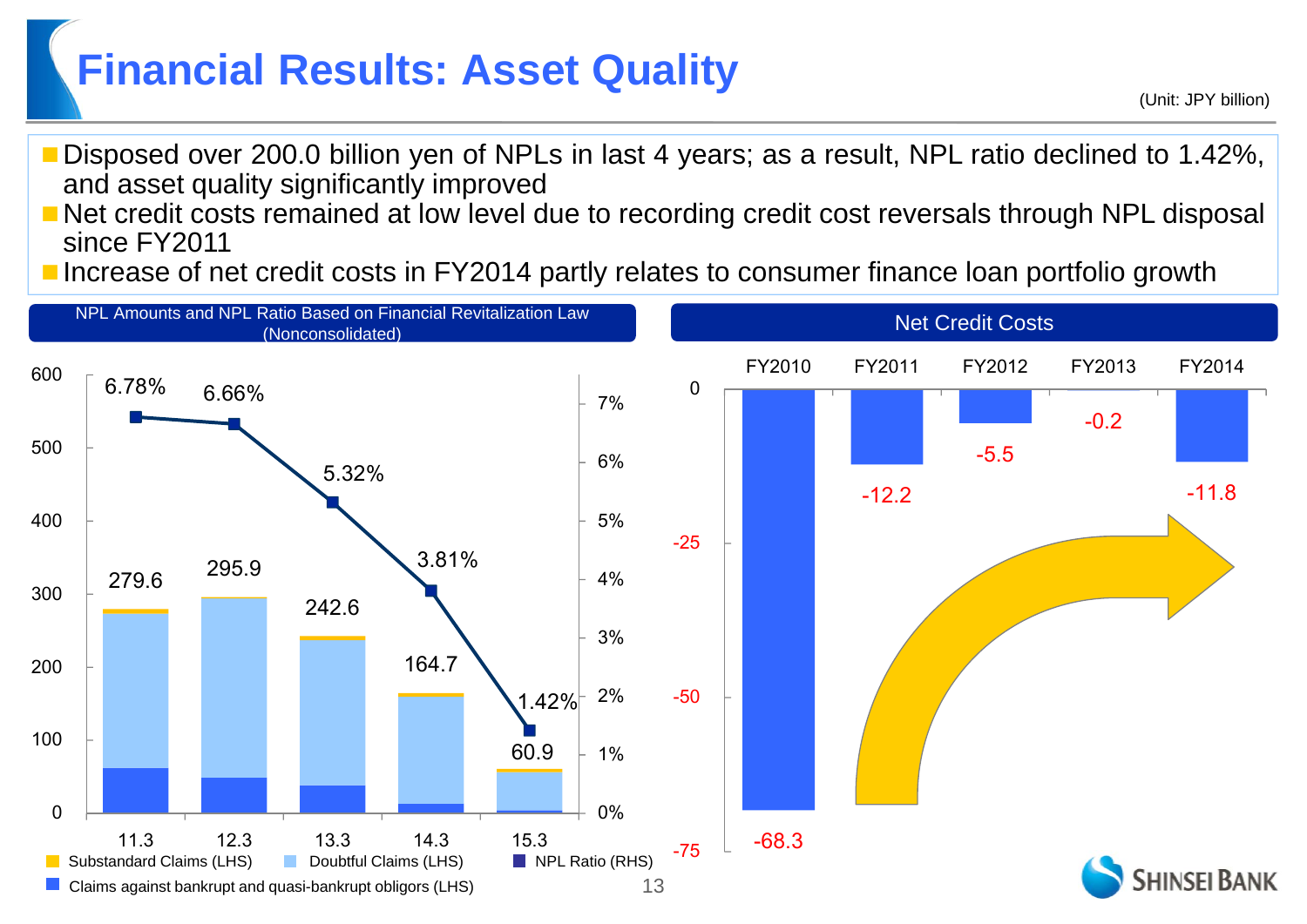# Financial Results: Asset Quality

(Unit: JPY billion)

- Disposed over 200.0 billion yen of NPLs in last 4 years; as a result, NPL ratio declined to 1.42%, and asset quality significantly improved
- Net credit costs remained at low level due to recording credit cost reversals through NPL disposal since FY2011
- Increase of net credit costs in FY2014 partly relates to consumer finance loan portfolio growth

## NPL Amounts and NPL Ratio Based on Financial Revitalization Law (Nonconsolidated)

| | 11.3 | 12.3 | 13.3 | 14.3 | 15.3 |
|---|---|---|---|---|---|
| Total NPL amount (LHS) | 279.6 | 295.9 | 242.6 | 164.7 | 60.9 |
| NPL Ratio (RHS) | 6.78% | 6.66% | 5.32% | 3.81% | 1.42% |

Substandard Claims (LHS) / Doubtful Claims (LHS) / NPL Ratio (RHS) / Claims against bankrupt and quasi-bankrupt obligors (LHS)

## Net Credit Costs

| FY2010 | FY2011 | FY2012 | FY2013 | FY2014 |
|---|---|---|---|---|
| -68.3 | -12.2 | -5.5 | -0.2 | -11.8 |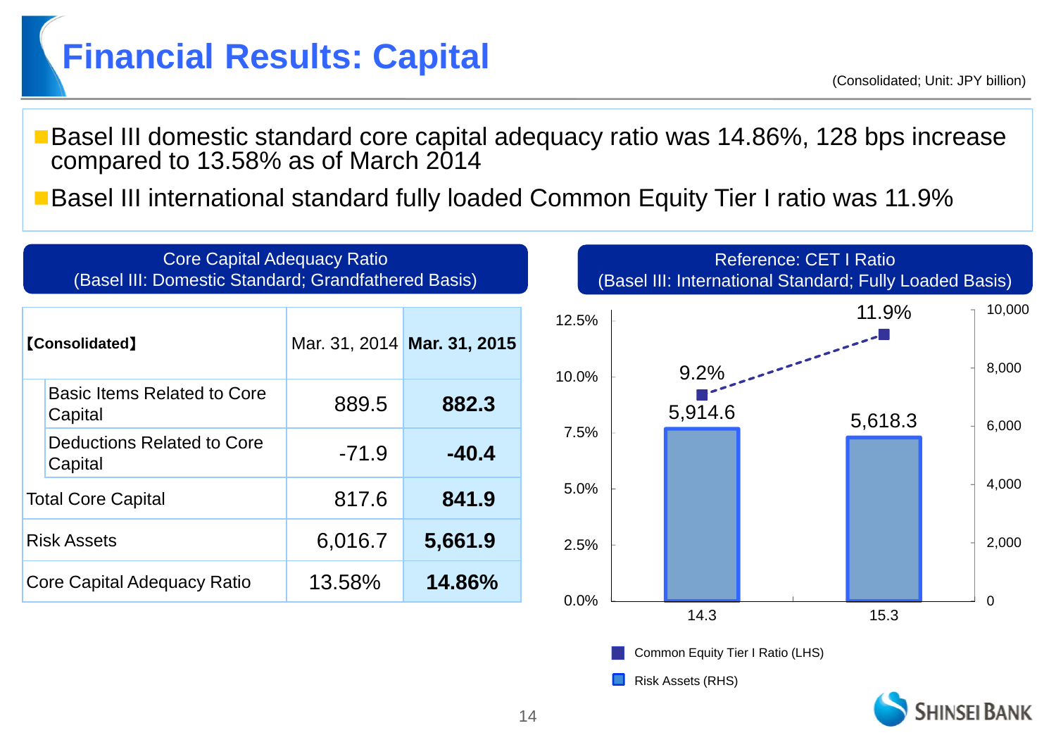# Financial Results: Capital

(Consolidated; Unit: JPY billion)

- Basel III domestic standard core capital adequacy ratio was 14.86%, 128 bps increase compared to 13.58% as of March 2014
- Basel III international standard fully loaded Common Equity Tier I ratio was 11.9%

## Core Capital Adequacy Ratio (Basel III: Domestic Standard; Grandfathered Basis)

| 【Consolidated】 | Mar. 31, 2014 | **Mar. 31, 2015** |
|---|---|---|
| Basic Items Related to Core Capital | 889.5 | **882.3** |
| Deductions Related to Core Capital | -71.9 | **-40.4** |
| Total Core Capital | 817.6 | **841.9** |
| Risk Assets | 6,016.7 | **5,661.9** |
| Core Capital Adequacy Ratio | 13.58% | **14.86%** |

## Reference: CET I Ratio (Basel III: International Standard; Fully Loaded Basis)

| | 14.3 | 15.3 |
|---|---|---|
| Common Equity Tier I Ratio (LHS) | 9.2% | 11.9% |
| Risk Assets (RHS) | 5,914.6 | 5,618.3 |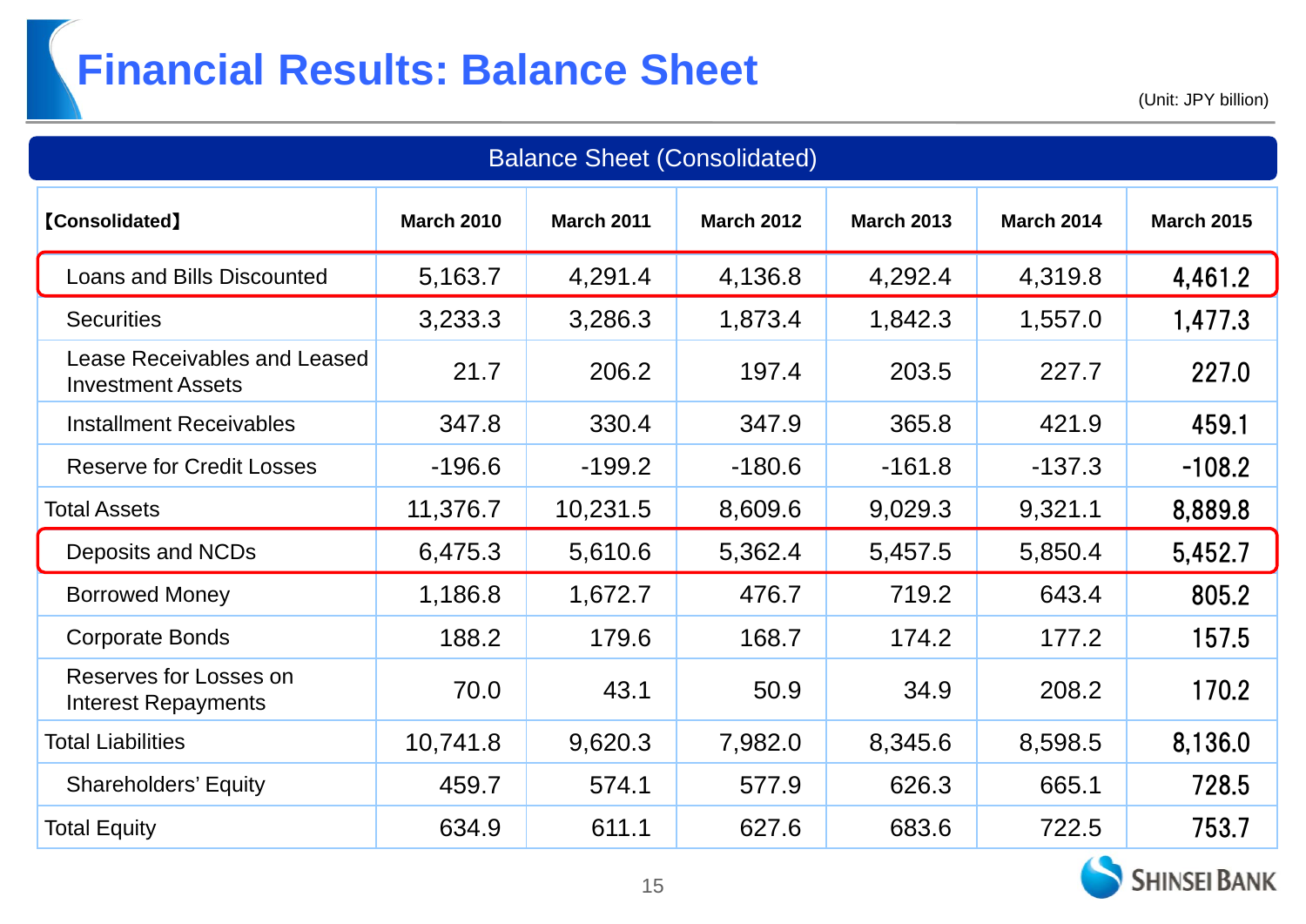# Financial Results: Balance Sheet

(Unit: JPY billion)

## Balance Sheet (Consolidated)

| 【Consolidated】 | March 2010 | March 2011 | March 2012 | March 2013 | March 2014 | March 2015 |
|---|---|---|---|---|---|---|
| Loans and Bills Discounted | 5,163.7 | 4,291.4 | 4,136.8 | 4,292.4 | 4,319.8 | 4,461.2 |
| Securities | 3,233.3 | 3,286.3 | 1,873.4 | 1,842.3 | 1,557.0 | 1,477.3 |
| Lease Receivables and Leased Investment Assets | 21.7 | 206.2 | 197.4 | 203.5 | 227.7 | 227.0 |
| Installment Receivables | 347.8 | 330.4 | 347.9 | 365.8 | 421.9 | 459.1 |
| Reserve for Credit Losses | -196.6 | -199.2 | -180.6 | -161.8 | -137.3 | -108.2 |
| Total Assets | 11,376.7 | 10,231.5 | 8,609.6 | 9,029.3 | 9,321.1 | 8,889.8 |
| Deposits and NCDs | 6,475.3 | 5,610.6 | 5,362.4 | 5,457.5 | 5,850.4 | 5,452.7 |
| Borrowed Money | 1,186.8 | 1,672.7 | 476.7 | 719.2 | 643.4 | 805.2 |
| Corporate Bonds | 188.2 | 179.6 | 168.7 | 174.2 | 177.2 | 157.5 |
| Reserves for Losses on Interest Repayments | 70.0 | 43.1 | 50.9 | 34.9 | 208.2 | 170.2 |
| Total Liabilities | 10,741.8 | 9,620.3 | 7,982.0 | 8,345.6 | 8,598.5 | 8,136.0 |
| Shareholders' Equity | 459.7 | 574.1 | 577.9 | 626.3 | 665.1 | 728.5 |
| Total Equity | 634.9 | 611.1 | 627.6 | 683.6 | 722.5 | 753.7 |

SHINSEI BANK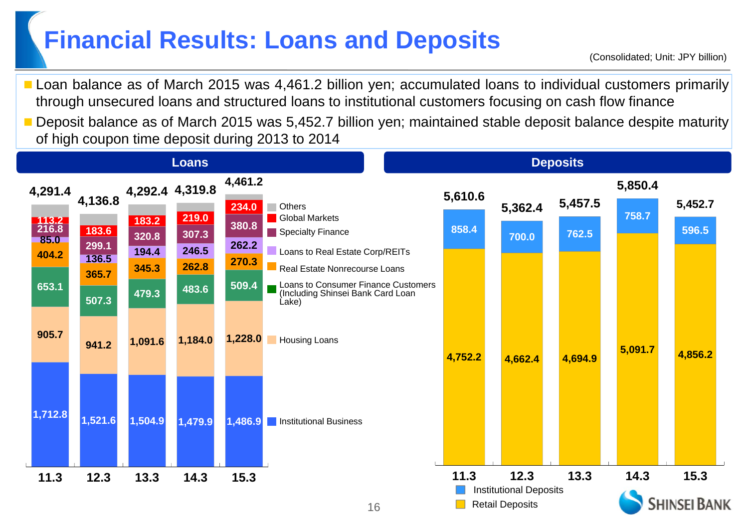# Financial Results: Loans and Deposits

(Consolidated; Unit: JPY billion)

- Loan balance as of March 2015 was 4,461.2 billion yen; accumulated loans to individual customers primarily through unsecured loans and structured loans to institutional customers focusing on cash flow finance
- Deposit balance as of March 2015 was 5,452.7 billion yen; maintained stable deposit balance despite maturity of high coupon time deposit during 2013 to 2014

## Loans

| | 11.3 | 12.3 | 13.3 | 14.3 | 15.3 |
|---|---|---|---|---|---|
| Total | 4,291.4 | 4,136.8 | 4,292.4 | 4,319.8 | 4,461.2 |
| Others | | | | | |
| Global Markets | 113.2 | 183.6 | 183.2 | 219.0 | 234.0 |
| Specialty Finance | 216.8 | 299.1 | 320.8 | 307.3 | 380.8 |
| Loans to Real Estate Corp/REITs | 85.0 | 136.5 | 194.4 | 246.5 | 262.2 |
| Real Estate Nonrecourse Loans | 404.2 | 365.7 | 345.3 | 262.8 | 270.3 |
| Loans to Consumer Finance Customers (Including Shinsei Bank Card Loan Lake) | 653.1 | 507.3 | 479.3 | 483.6 | 509.4 |
| Housing Loans | 905.7 | 941.2 | 1,091.6 | 1,184.0 | 1,228.0 |
| Institutional Business | 1,712.8 | 1,521.6 | 1,504.9 | 1,479.9 | 1,486.9 |

## Deposits

| | 11.3 | 12.3 | 13.3 | 14.3 | 15.3 |
|---|---|---|---|---|---|
| Total | 5,610.6 | 5,362.4 | 5,457.5 | 5,850.4 | 5,452.7 |
| Institutional Deposits | 858.4 | 700.0 | 762.5 | 758.7 | 596.5 |
| Retail Deposits | 4,752.2 | 4,662.4 | 4,694.9 | 5,091.7 | 4,856.2 |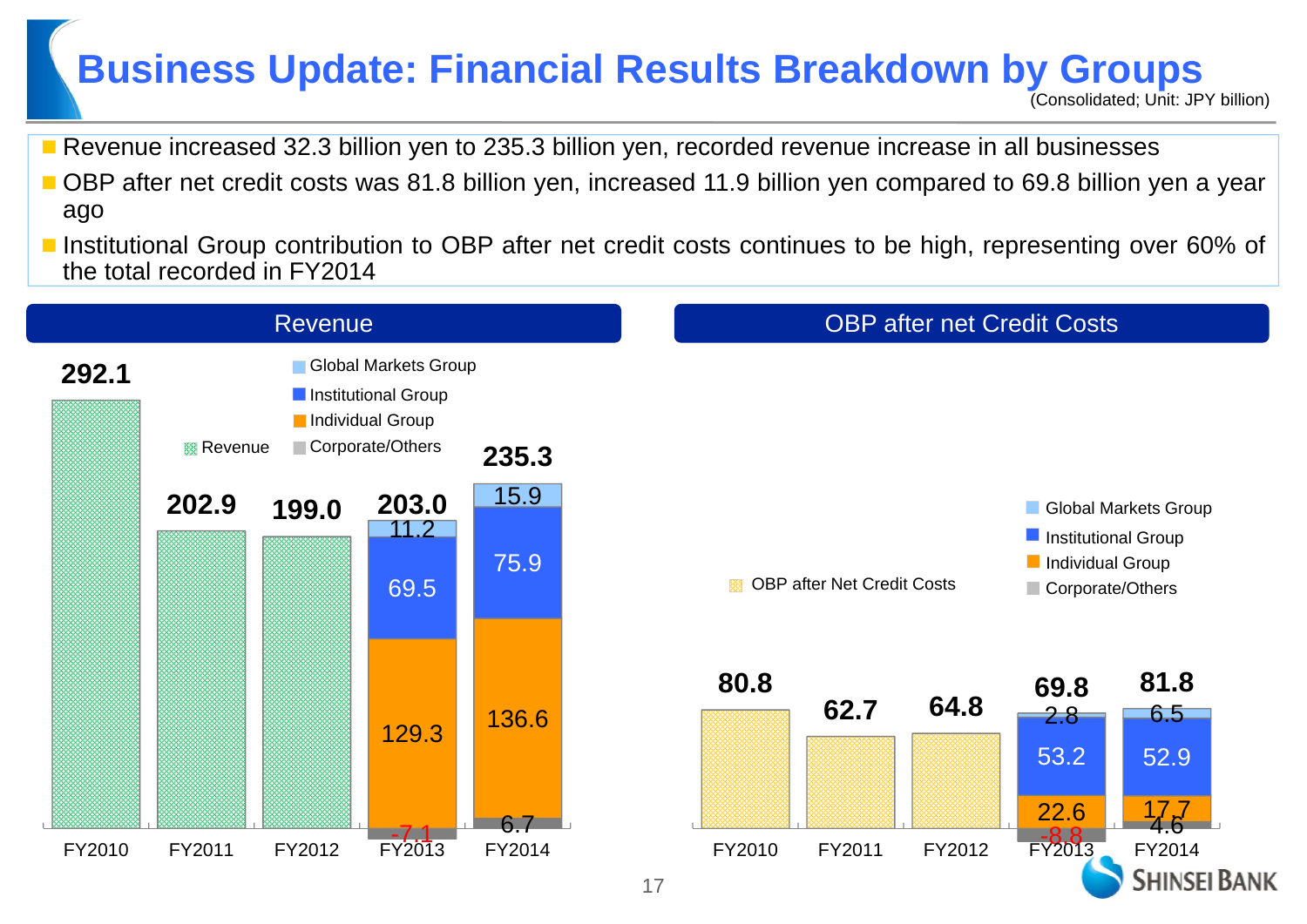# Business Update: Financial Results Breakdown by Groups

(Consolidated; Unit: JPY billion)

- Revenue increased 32.3 billion yen to 235.3 billion yen, recorded revenue increase in all businesses
- OBP after net credit costs was 81.8 billion yen, increased 11.9 billion yen compared to 69.8 billion yen a year ago
- Institutional Group contribution to OBP after net credit costs continues to be high, representing over 60% of the total recorded in FY2014

## Revenue

| | FY2010 | FY2011 | FY2012 | FY2013 | FY2014 |
|---|---|---|---|---|---|
| Revenue | 292.1 | 202.9 | 199.0 | 203.0 | 235.3 |
| Global Markets Group | | | | 11.2 | 15.9 |
| Institutional Group | | | | 69.5 | 75.9 |
| Individual Group | | | | 129.3 | 136.6 |
| Corporate/Others | | | | -7.1 | 6.7 |

## OBP after net Credit Costs

| | FY2010 | FY2011 | FY2012 | FY2013 | FY2014 |
|---|---|---|---|---|---|
| OBP after Net Credit Costs | 80.8 | 62.7 | 64.8 | 69.8 | 81.8 |
| Global Markets Group | | | | 2.8 | 6.5 |
| Institutional Group | | | | 53.2 | 52.9 |
| Individual Group | | | | 22.6 | 17.7 |
| Corporate/Others | | | | -8.8 | 4.6 |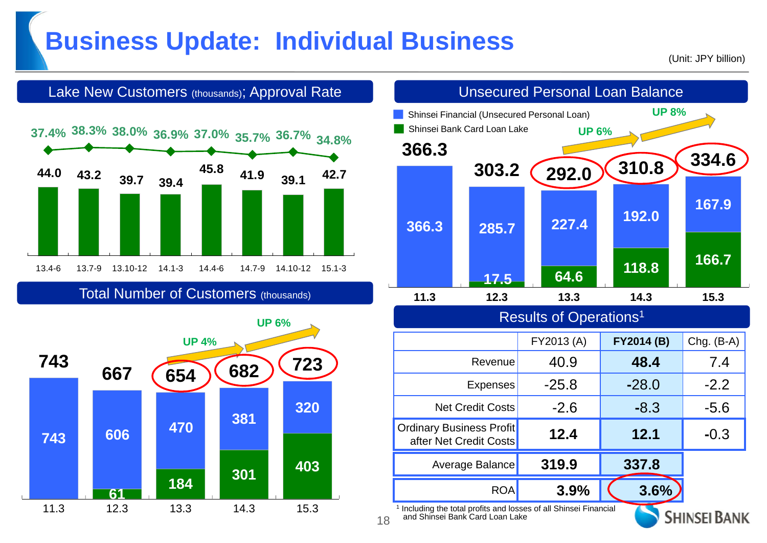# Business Update: Individual Business

(Unit: JPY billion)

## Lake New Customers (thousands); Approval Rate

| | 13.4-6 | 13.7-9 | 13.10-12 | 14.1-3 | 14.4-6 | 14.7-9 | 14.10-12 | 15.1-3 |
|---|---|---|---|---|---|---|---|---|
| Approval Rate | 37.4% | 38.3% | 38.0% | 36.9% | 37.0% | 35.7% | 36.7% | 34.8% |
| New Customers | 44.0 | 43.2 | 39.7 | 39.4 | 45.8 | 41.9 | 39.1 | 42.7 |

## Unsecured Personal Loan Balance

| | 11.3 | 12.3 | 13.3 | 14.3 | 15.3 |
|---|---|---|---|---|---|
| Shinsei Financial (Unsecured Personal Loan) | 366.3 | 285.7 | 227.4 | 192.0 | 167.9 |
| Shinsei Bank Card Loan Lake | | 17.5 | 64.6 | 118.8 | 166.7 |
| Total | 366.3 | 303.2 | 292.0 | 310.8 | 334.6 |

UP 6% (13.3 → 14.3); UP 8% (14.3 → 15.3)

## Total Number of Customers (thousands)

| | 11.3 | 12.3 | 13.3 | 14.3 | 15.3 |
|---|---|---|---|---|---|
| Shinsei Financial | 743 | 606 | 470 | 381 | 320 |
| Shinsei Bank Card Loan Lake | | 61 | 184 | 301 | 403 |
| Total | 743 | 667 | 654 | 682 | 723 |

UP 4% (13.3 → 14.3); UP 6% (14.3 → 15.3)

## Results of Operations[1]

| | FY2013 (A) | FY2014 (B) | Chg. (B-A) |
|---|---|---|---|
| Revenue | 40.9 | **48.4** | 7.4 |
| Expenses | -25.8 | **-28.0** | -2.2 |
| Net Credit Costs | -2.6 | **-8.3** | -5.6 |
| Ordinary Business Profit after Net Credit Costs | **12.4** | **12.1** | -0.3 |
| Average Balance | **319.9** | **337.8** | |
| ROA | **3.9%** | **3.6%** | |

[1] Including the total profits and losses of all Shinsei Financial and Shinsei Bank Card Loan Lake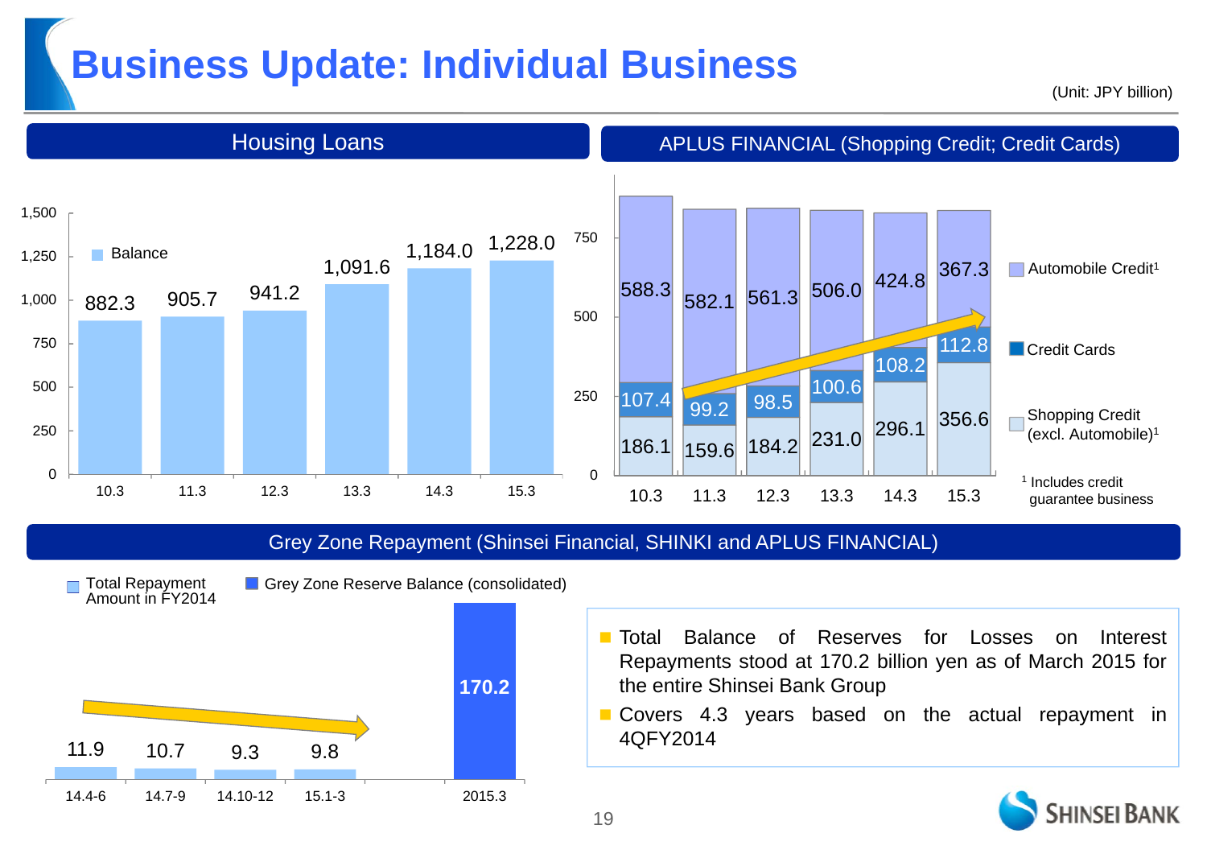# Business Update: Individual Business

(Unit: JPY billion)

## Housing Loans

| | 10.3 | 11.3 | 12.3 | 13.3 | 14.3 | 15.3 |
|---|---|---|---|---|---|---|
| Balance | 882.3 | 905.7 | 941.2 | 1,091.6 | 1,184.0 | 1,228.0 |

## APLUS FINANCIAL (Shopping Credit; Credit Cards)

| | 10.3 | 11.3 | 12.3 | 13.3 | 14.3 | 15.3 |
|---|---|---|---|---|---|---|
| Automobile Credit[1] | 588.3 | 582.1 | 561.3 | 506.0 | 424.8 | 367.3 |
| Credit Cards | 107.4 | 99.2 | 98.5 | 100.6 | 108.2 | 112.8 |
| Shopping Credit (excl. Automobile)[1] | 186.1 | 159.6 | 184.2 | 231.0 | 296.1 | 356.6 |

[1] Includes credit guarantee business

## Grey Zone Repayment (Shinsei Financial, SHINKI and APLUS FINANCIAL)

| | 14.4-6 | 14.7-9 | 14.10-12 | 15.1-3 | 2015.3 |
|---|---|---|---|---|---|
| Total Repayment Amount in FY2014 | 11.9 | 10.7 | 9.3 | 9.8 | |
| Grey Zone Reserve Balance (consolidated) | | | | | 170.2 |

- Total Balance of Reserves for Losses on Interest Repayments stood at 170.2 billion yen as of March 2015 for the entire Shinsei Bank Group
- Covers 4.3 years based on the actual repayment in 4QFY2014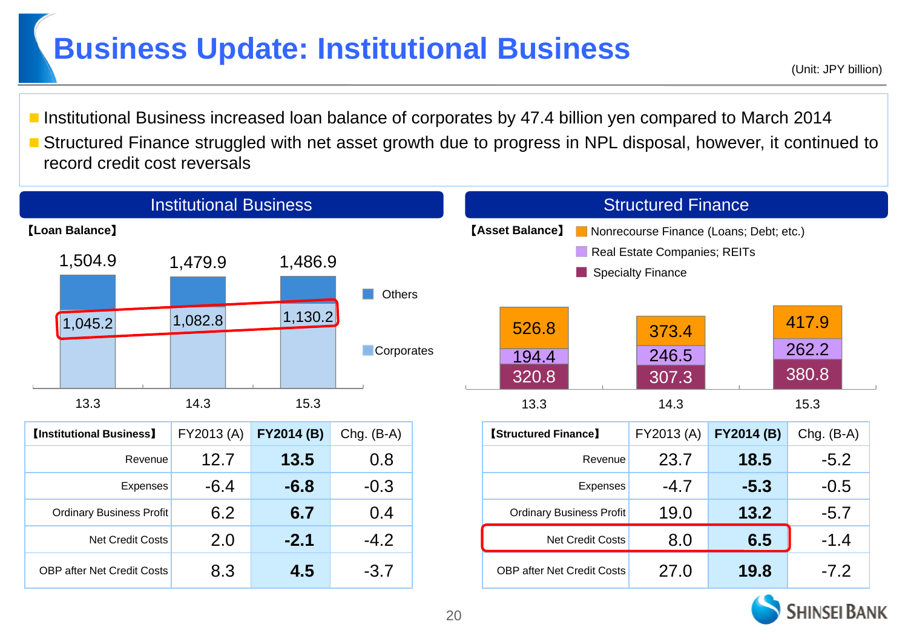# Business Update: Institutional Business

(Unit: JPY billion)

- Institutional Business increased loan balance of corporates by 47.4 billion yen compared to March 2014
- Structured Finance struggled with net asset growth due to progress in NPL disposal, however, it continued to record credit cost reversals

## Institutional Business

【Loan Balance】

| | 13.3 | 14.3 | 15.3 |
|---|---|---|---|
| Total | 1,504.9 | 1,479.9 | 1,486.9 |
| Corporates | 1,045.2 | 1,082.8 | 1,130.2 |

Legend: Others, Corporates

| 【Institutional Business】 | FY2013 (A) | FY2014 (B) | Chg. (B-A) |
|---|---|---|---|
| Revenue | 12.7 | **13.5** | 0.8 |
| Expenses | -6.4 | **-6.8** | -0.3 |
| Ordinary Business Profit | 6.2 | **6.7** | 0.4 |
| Net Credit Costs | 2.0 | **-2.1** | -4.2 |
| OBP after Net Credit Costs | 8.3 | **4.5** | -3.7 |

## Structured Finance

【Asset Balance】

| | 13.3 | 14.3 | 15.3 |
|---|---|---|---|
| Nonrecourse Finance (Loans; Debt; etc.) | 526.8 | 373.4 | 417.9 |
| Real Estate Companies; REITs | 194.4 | 246.5 | 262.2 |
| Specialty Finance | 320.8 | 307.3 | 380.8 |

| 【Structured Finance】 | FY2013 (A) | FY2014 (B) | Chg. (B-A) |
|---|---|---|---|
| Revenue | 23.7 | **18.5** | -5.2 |
| Expenses | -4.7 | **-5.3** | -0.5 |
| Ordinary Business Profit | 19.0 | **13.2** | -5.7 |
| Net Credit Costs | 8.0 | **6.5** | -1.4 |
| OBP after Net Credit Costs | 27.0 | **19.8** | -7.2 |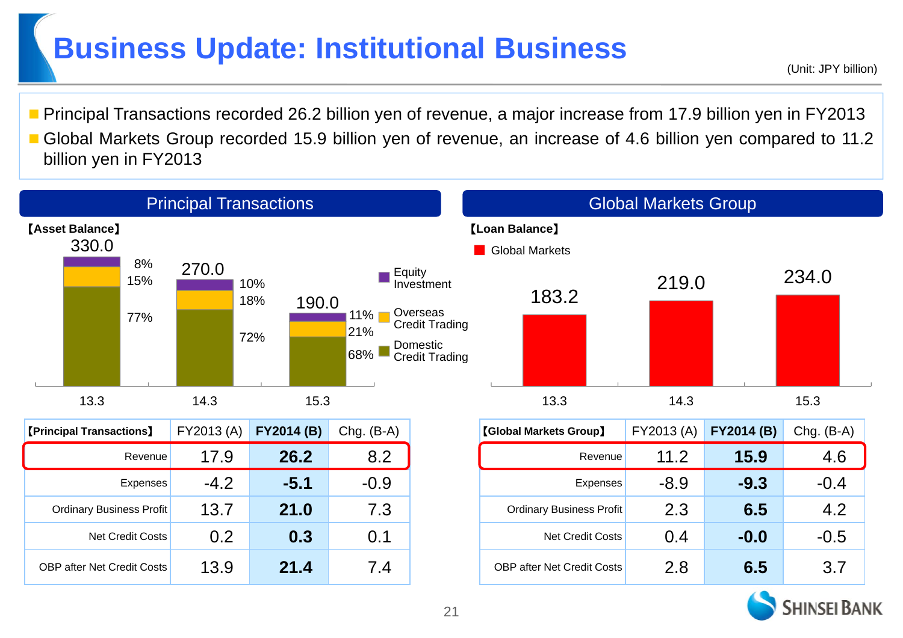# Business Update: Institutional Business

(Unit: JPY billion)

- Principal Transactions recorded 26.2 billion yen of revenue, a major increase from 17.9 billion yen in FY2013
- Global Markets Group recorded 15.9 billion yen of revenue, an increase of 4.6 billion yen compared to 11.2 billion yen in FY2013

## Principal Transactions

【Asset Balance】

| | 13.3 | 14.3 | 15.3 |
|---|---|---|---|
| Total | 330.0 | 270.0 | 190.0 |
| Equity Investment | 8% | 10% | 11% |
| Overseas Credit Trading | 15% | 18% | 21% |
| Domestic Credit Trading | 77% | 72% | 68% |

| 【Principal Transactions】 | FY2013 (A) | FY2014 (B) | Chg. (B-A) |
|---|---|---|---|
| Revenue | 17.9 | **26.2** | 8.2 |
| Expenses | -4.2 | **-5.1** | -0.9 |
| Ordinary Business Profit | 13.7 | **21.0** | 7.3 |
| Net Credit Costs | 0.2 | **0.3** | 0.1 |
| OBP after Net Credit Costs | 13.9 | **21.4** | 7.4 |

## Global Markets Group

【Loan Balance】

| | 13.3 | 14.3 | 15.3 |
|---|---|---|---|
| Global Markets | 183.2 | 219.0 | 234.0 |

| 【Global Markets Group】 | FY2013 (A) | FY2014 (B) | Chg. (B-A) |
|---|---|---|---|
| Revenue | 11.2 | **15.9** | 4.6 |
| Expenses | -8.9 | **-9.3** | -0.4 |
| Ordinary Business Profit | 2.3 | **6.5** | 4.2 |
| Net Credit Costs | 0.4 | **-0.0** | -0.5 |
| OBP after Net Credit Costs | 2.8 | **6.5** | 3.7 |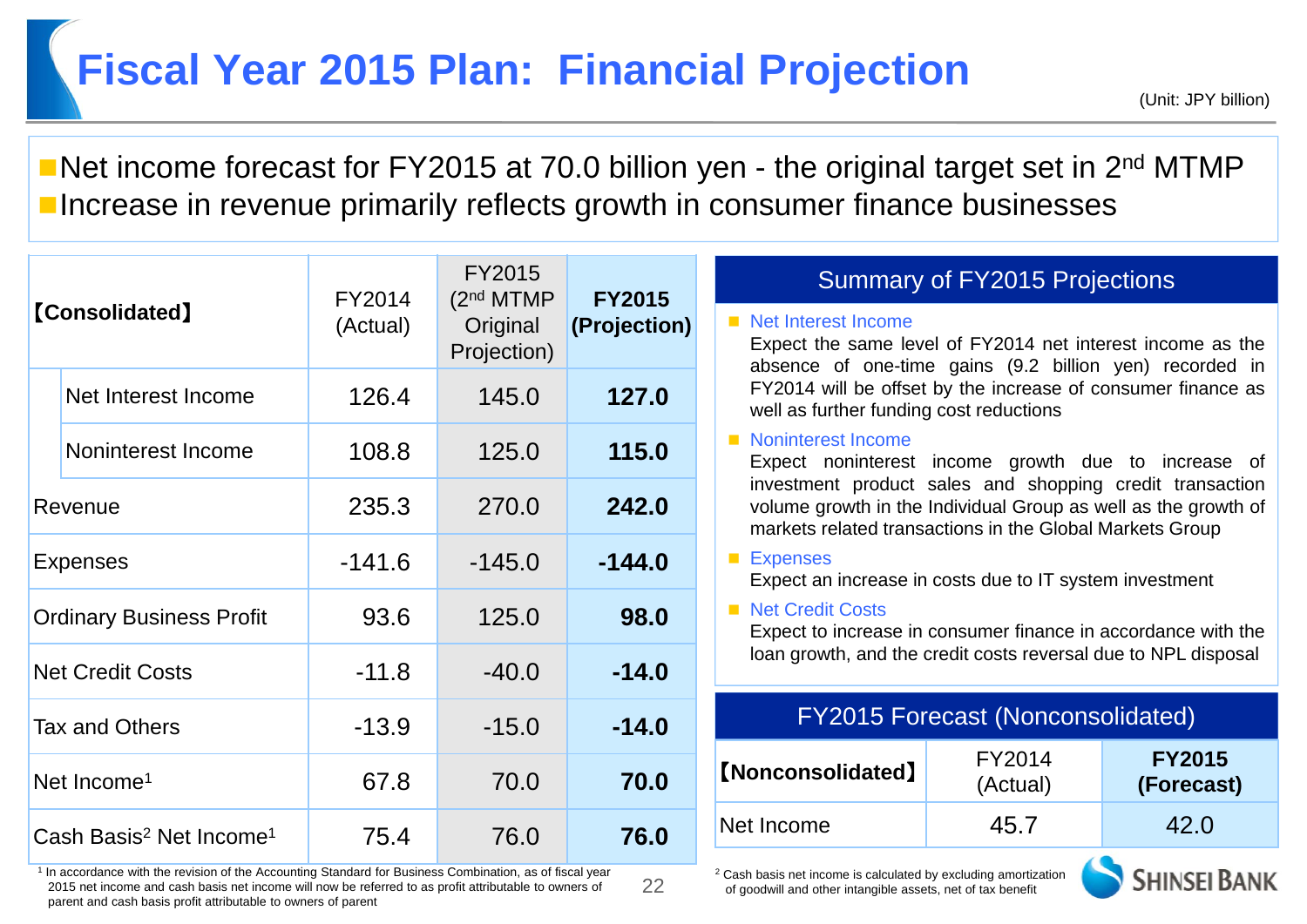# Fiscal Year 2015 Plan: Financial Projection

(Unit: JPY billion)

- Net income forecast for FY2015 at 70.0 billion yen - the original target set in 2nd MTMP
- Increase in revenue primarily reflects growth in consumer finance businesses

| 【Consolidated】 | FY2014 (Actual) | FY2015 (2nd MTMP Original Projection) | **FY2015 (Projection)** |
|---|---|---|---|
| Net Interest Income | 126.4 | 145.0 | **127.0** |
| Noninterest Income | 108.8 | 125.0 | **115.0** |
| Revenue | 235.3 | 270.0 | **242.0** |
| Expenses | -141.6 | -145.0 | **-144.0** |
| Ordinary Business Profit | 93.6 | 125.0 | **98.0** |
| Net Credit Costs | -11.8 | -40.0 | **-14.0** |
| Tax and Others | -13.9 | -15.0 | **-14.0** |
| Net Income[1] | 67.8 | 70.0 | **70.0** |
| Cash Basis[2] Net Income[1] | 75.4 | 76.0 | **76.0** |

[1] In accordance with the revision of the Accounting Standard for Business Combination, as of fiscal year 2015 net income and cash basis net income will now be referred to as profit attributable to owners of parent and cash basis profit attributable to owners of parent

## Summary of FY2015 Projections

- **Net Interest Income**
  Expect the same level of FY2014 net interest income as the absence of one-time gains (9.2 billion yen) recorded in FY2014 will be offset by the increase of consumer finance as well as further funding cost reductions
- **Noninterest Income**
  Expect noninterest income growth due to increase of investment product sales and shopping credit transaction volume growth in the Individual Group as well as the growth of markets related transactions in the Global Markets Group
- **Expenses**
  Expect an increase in costs due to IT system investment
- **Net Credit Costs**
  Expect to increase in consumer finance in accordance with the loan growth, and the credit costs reversal due to NPL disposal

## FY2015 Forecast (Nonconsolidated)

| 【Nonconsolidated】 | FY2014 (Actual) | **FY2015 (Forecast)** |
|---|---|---|
| Net Income | 45.7 | 42.0 |

[2] Cash basis net income is calculated by excluding amortization of goodwill and other intangible assets, net of tax benefit

SHINSEI BANK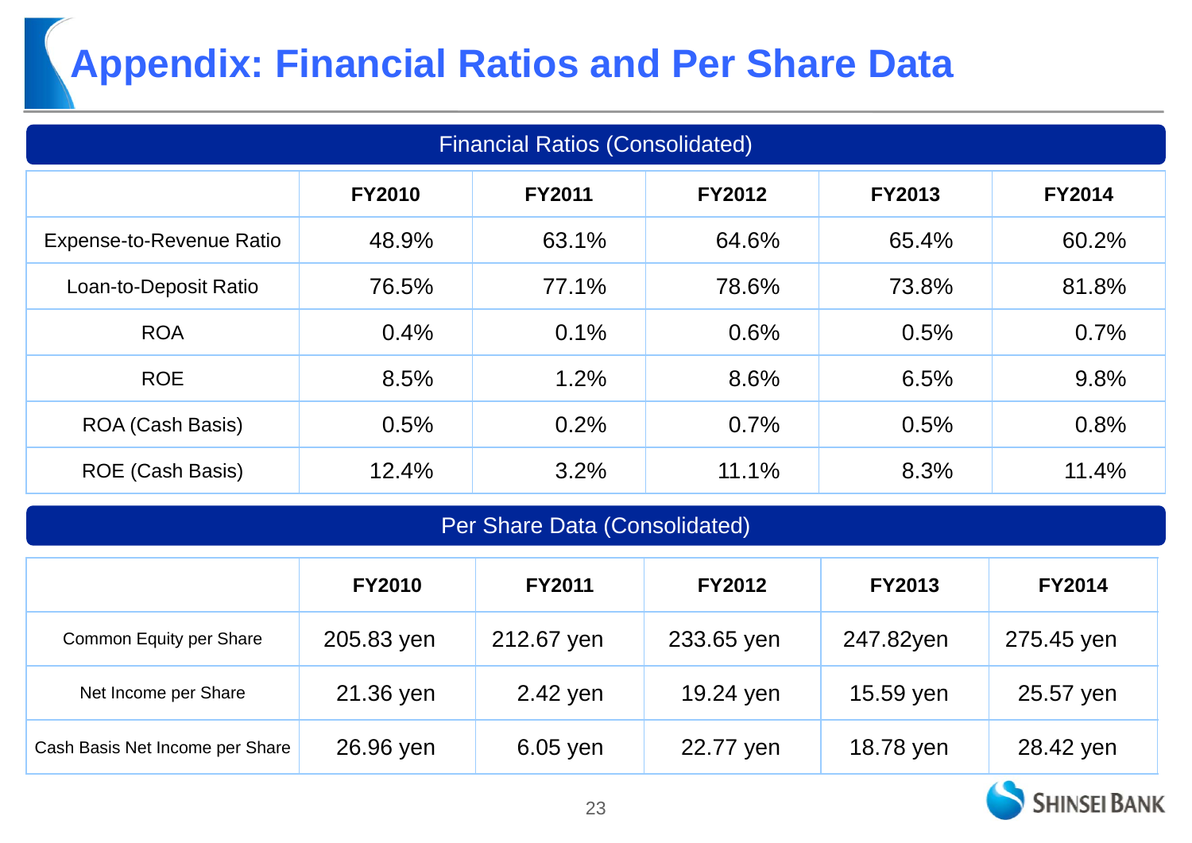# Appendix: Financial Ratios and Per Share Data

## Financial Ratios (Consolidated)

| | FY2010 | FY2011 | FY2012 | FY2013 | FY2014 |
|---|---|---|---|---|---|
| Expense-to-Revenue Ratio | 48.9% | 63.1% | 64.6% | 65.4% | 60.2% |
| Loan-to-Deposit Ratio | 76.5% | 77.1% | 78.6% | 73.8% | 81.8% |
| ROA | 0.4% | 0.1% | 0.6% | 0.5% | 0.7% |
| ROE | 8.5% | 1.2% | 8.6% | 6.5% | 9.8% |
| ROA (Cash Basis) | 0.5% | 0.2% | 0.7% | 0.5% | 0.8% |
| ROE (Cash Basis) | 12.4% | 3.2% | 11.1% | 8.3% | 11.4% |

## Per Share Data (Consolidated)

| | FY2010 | FY2011 | FY2012 | FY2013 | FY2014 |
|---|---|---|---|---|---|
| Common Equity per Share | 205.83 yen | 212.67 yen | 233.65 yen | 247.82yen | 275.45 yen |
| Net Income per Share | 21.36 yen | 2.42 yen | 19.24 yen | 15.59 yen | 25.57 yen |
| Cash Basis Net Income per Share | 26.96 yen | 6.05 yen | 22.77 yen | 18.78 yen | 28.42 yen |

SHINSEI BANK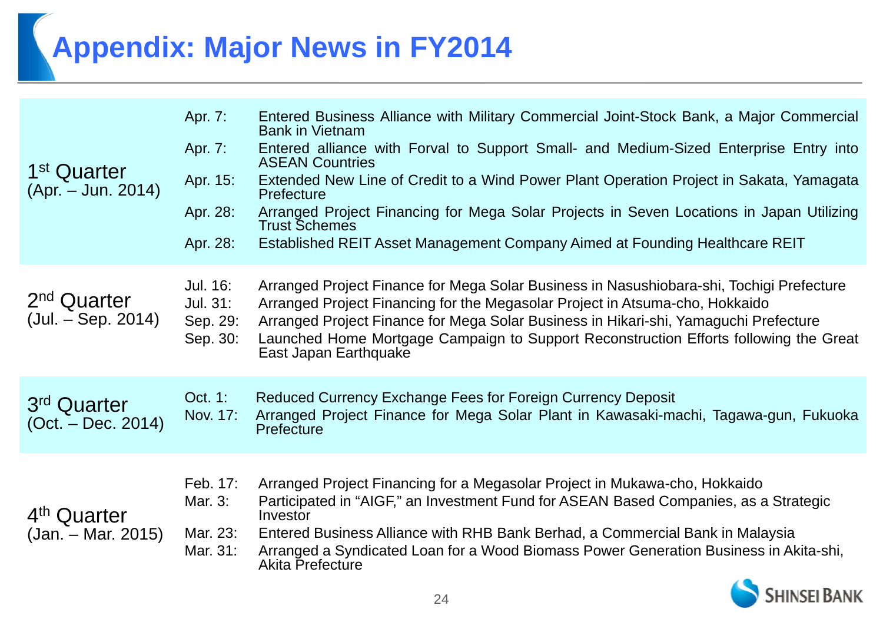# Appendix: Major News in FY2014

| Quarter | Date | News |
| --- | --- | --- |
| 1st Quarter (Apr. – Jun. 2014) | Apr. 7: | Entered Business Alliance with Military Commercial Joint-Stock Bank, a Major Commercial Bank in Vietnam |
| | Apr. 7: | Entered alliance with Forval to Support Small- and Medium-Sized Enterprise Entry into ASEAN Countries |
| | Apr. 15: | Extended New Line of Credit to a Wind Power Plant Operation Project in Sakata, Yamagata Prefecture |
| | Apr. 28: | Arranged Project Financing for Mega Solar Projects in Seven Locations in Japan Utilizing Trust Schemes |
| | Apr. 28: | Established REIT Asset Management Company Aimed at Founding Healthcare REIT |
| 2nd Quarter (Jul. – Sep. 2014) | Jul. 16: | Arranged Project Finance for Mega Solar Business in Nasushiobara-shi, Tochigi Prefecture |
| | Jul. 31: | Arranged Project Financing for the Megasolar Project in Atsuma-cho, Hokkaido |
| | Sep. 29: | Arranged Project Finance for Mega Solar Business in Hikari-shi, Yamaguchi Prefecture |
| | Sep. 30: | Launched Home Mortgage Campaign to Support Reconstruction Efforts following the Great East Japan Earthquake |
| 3rd Quarter (Oct. – Dec. 2014) | Oct. 1: | Reduced Currency Exchange Fees for Foreign Currency Deposit |
| | Nov. 17: | Arranged Project Finance for Mega Solar Plant in Kawasaki-machi, Tagawa-gun, Fukuoka Prefecture |
| 4th Quarter (Jan. – Mar. 2015) | Feb. 17: | Arranged Project Financing for a Megasolar Project in Mukawa-cho, Hokkaido |
| | Mar. 3: | Participated in "AIGF," an Investment Fund for ASEAN Based Companies, as a Strategic Investor |
| | Mar. 23: | Entered Business Alliance with RHB Bank Berhad, a Commercial Bank in Malaysia |
| | Mar. 31: | Arranged a Syndicated Loan for a Wood Biomass Power Generation Business in Akita-shi, Akita Prefecture |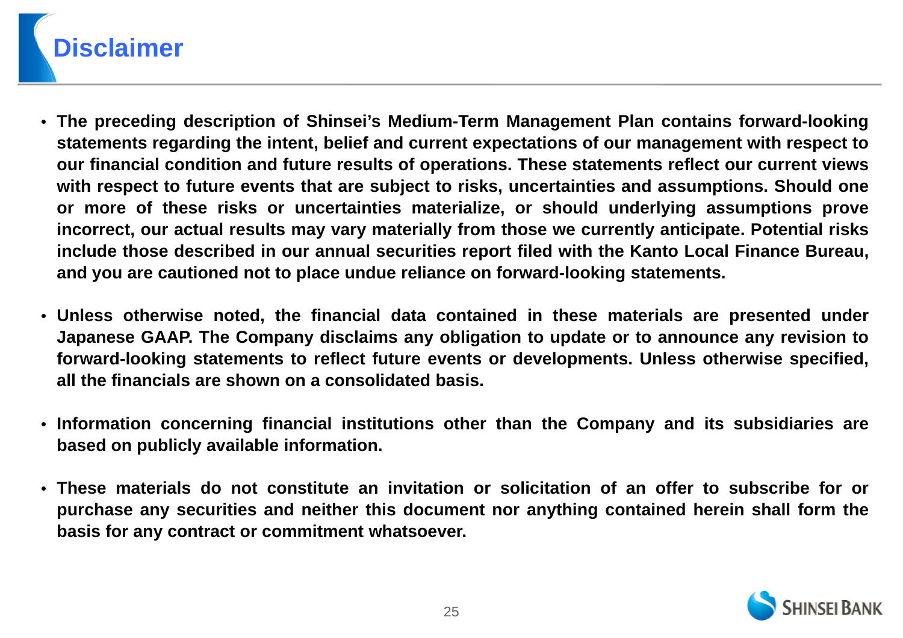# Disclaimer

- **The preceding description of Shinsei's Medium-Term Management Plan contains forward-looking statements regarding the intent, belief and current expectations of our management with respect to our financial condition and future results of operations. These statements reflect our current views with respect to future events that are subject to risks, uncertainties and assumptions. Should one or more of these risks or uncertainties materialize, or should underlying assumptions prove incorrect, our actual results may vary materially from those we currently anticipate. Potential risks include those described in our annual securities report filed with the Kanto Local Finance Bureau, and you are cautioned not to place undue reliance on forward-looking statements.**

- **Unless otherwise noted, the financial data contained in these materials are presented under Japanese GAAP. The Company disclaims any obligation to update or to announce any revision to forward-looking statements to reflect future events or developments. Unless otherwise specified, all the financials are shown on a consolidated basis.**

- **Information concerning financial institutions other than the Company and its subsidiaries are based on publicly available information.**

- **These materials do not constitute an invitation or solicitation of an offer to subscribe for or purchase any securities and neither this document nor anything contained herein shall form the basis for any contract or commitment whatsoever.**